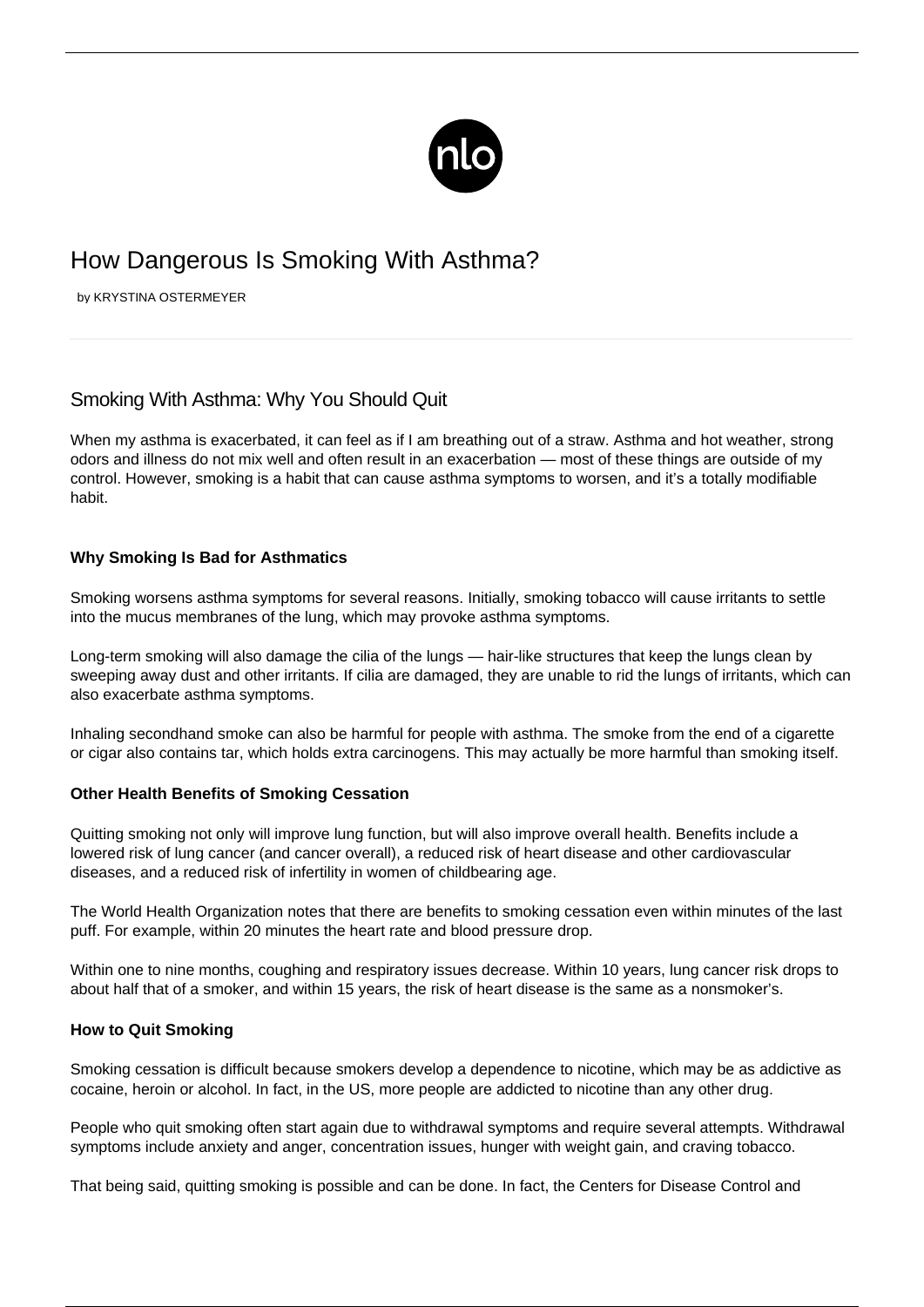# How Dangerous Is Smoking With Asthma?

by KRYSTINA OSTERMEYER

## Smoking With Asthma: Why You Should Quit

When my asthma is exacerbated, it can feel as if I am breathing out of a straw. Asthma and hot weather, strong odors and illness do not mix well and often result in an exacerbation — most of these things are outside of my control. However, smoking is a habit that can cause asthma symptoms to worsen, and it's a totally modifiable habit.

### Why Smoking Is Bad for Asthmatics

Smoking worsens asthma symptoms for several reasons. Initially, smoking tobacco will cause irritants to settle into the mucus membranes of the lung, which may provoke asthma symptoms.

Long-term smoking will also damage the cilia of the lungs — hair-like structures that keep the lungs clean by sweeping away dust and other irritants. If cilia are damaged, they are unable to rid the lungs of irritants, which can also exacerbate asthma symptoms.

Inhaling secondhand smoke can also be harmful for people with asthma. The smoke from the end of a cigarette or cigar also contains tar, which holds extra carcinogens. This may actually be more harmful than smoking itself.

### Other Health Benefits of Smoking Cessation

Quitting smoking not only will improve lung function, but will also improve overall health. Benefits include a lowered risk of lung cancer (and cancer overall), a reduced risk of heart disease and other cardiovascular diseases, and a reduced risk of infertility in women of childbearing age.

The World Health Organization notes that there are benefits to smoking cessation even within minutes of the last puff. For example, within 20 minutes the heart rate and blood pressure drop.

Within one to nine months, coughing and respiratory issues decrease. Within 10 years, lung cancer risk drops to about half that of a smoker, and within 15 years, the risk of heart disease is the same as a nonsmoker's.

### How to Quit Smoking

Smoking cessation is difficult because smokers develop a dependence to nicotine, which may be as addictive as cocaine, heroin or alcohol. In fact, in the US, more people are addicted to nicotine than any other drug.

People who quit smoking often start again due to withdrawal symptoms and require several attempts. Withdrawal symptoms include anxiety and anger, concentration issues, hunger with weight gain, and craving tobacco.

That being said, quitting smoking is possible and can be done. In fact, the Centers for Disease Control and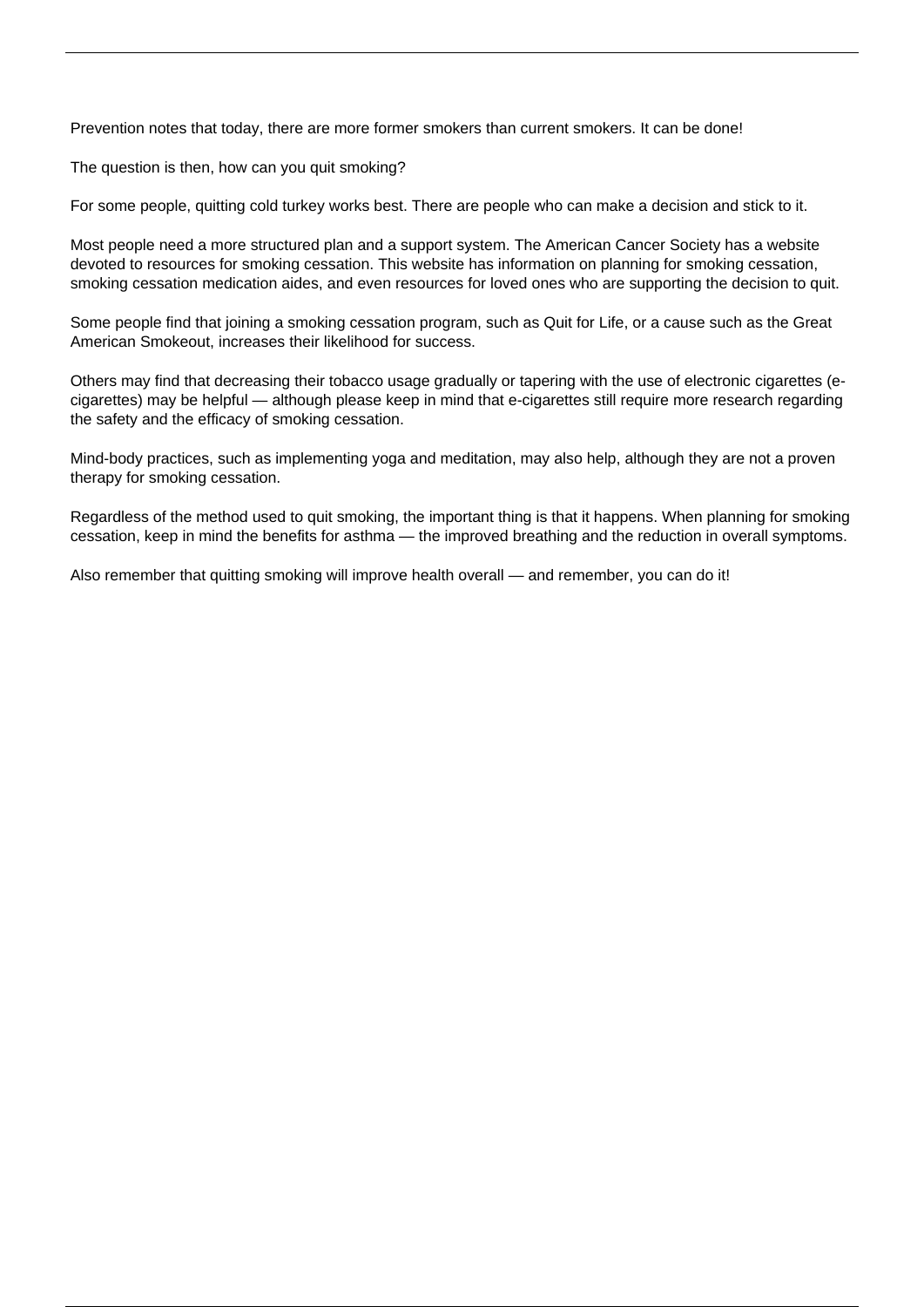Prevention notes that today, there are more former smokers than current smokers. It can be done!

The question is then, how can you quit smoking?

For some people, quitting cold turkey works best. There are people who can make a decision and stick to it.

Most people need a more structured plan and a support system. The American Cancer Society has a website devoted to resources for smoking cessation. This website has information on planning for smoking cessation, smoking cessation medication aides, and even resources for loved ones who are supporting the decision to quit.

Some people find that joining a smoking cessation program, such as Quit for Life, or a cause such as the Great American Smokeout, increases their likelihood for success.

Others may find that decreasing their tobacco usage gradually or tapering with the use of electronic cigarettes (e-cigarettes) may be helpful — although please keep in mind that e-cigarettes still require more research regarding the safety and the efficacy of smoking cessation.

Mind-body practices, such as implementing yoga and meditation, may also help, although they are not a proven therapy for smoking cessation.

Regardless of the method used to quit smoking, the important thing is that it happens. When planning for smoking cessation, keep in mind the benefits for asthma — the improved breathing and the reduction in overall symptoms.

Also remember that quitting smoking will improve health overall — and remember, you can do it!